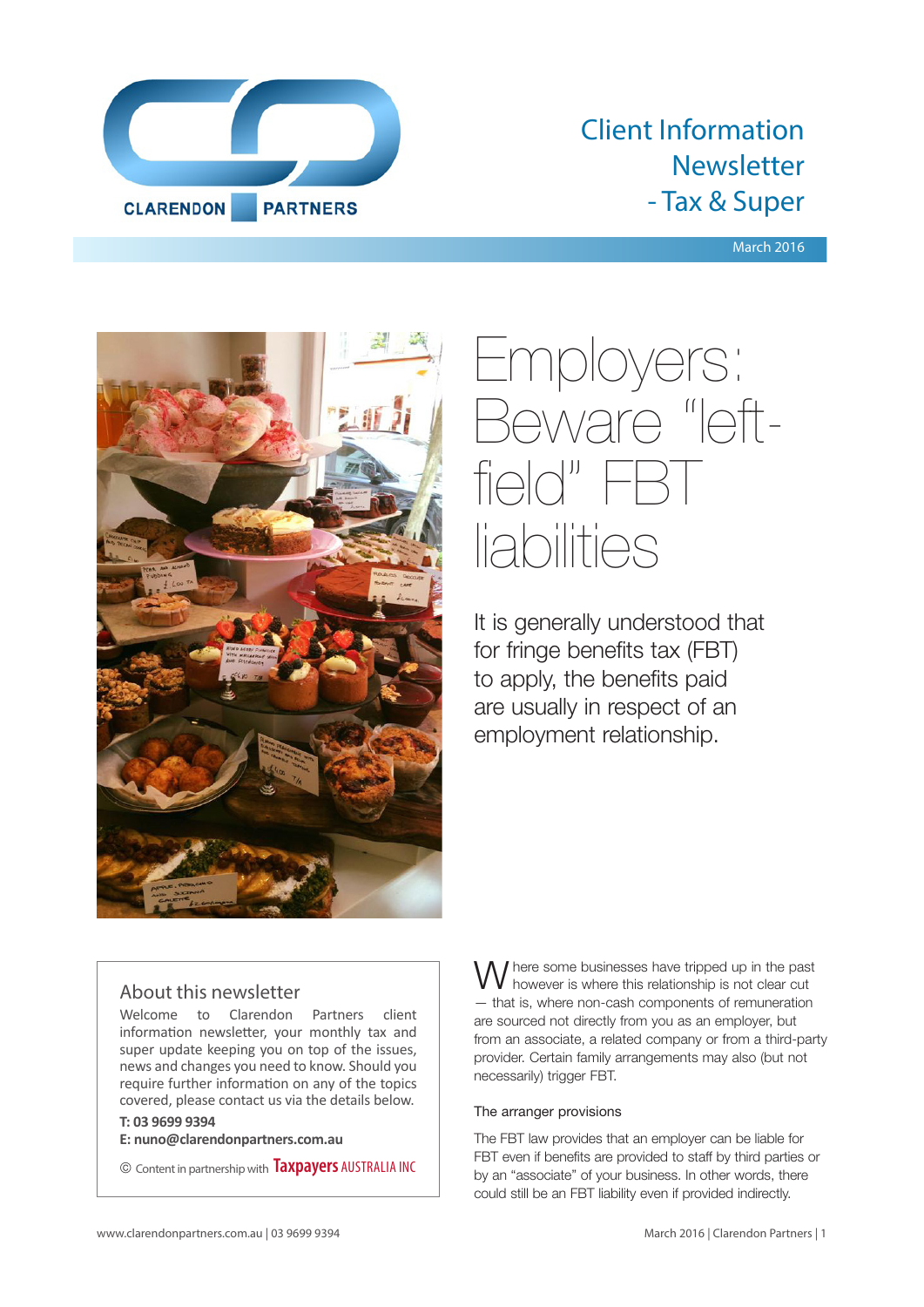# Client Information Newsletter - Tax & Super

March 2016

# Employers: Beware "left-field" FBT liabilities

It is generally understood that for fringe benefits tax (FBT) to apply, the benefits paid are usually in respect of an employment relationship.

## About this newsletter

Welcome to Clarendon Partners client information newsletter, your monthly tax and super update keeping you on top of the issues, news and changes you need to know. Should you require further information on any of the topics covered, please contact us via the details below.

**T: 03 9699 9394**

**E: nuno@clarendonpartners.com.au**

© Content in partnership with Taxpayers AUSTRALIA INC

Where some businesses have tripped up in the past however is where this relationship is not clear cut — that is, where non-cash components of remuneration are sourced not directly from you as an employer, but from an associate, a related company or from a third-party provider. Certain family arrangements may also (but not necessarily) trigger FBT.

### The arranger provisions

The FBT law provides that an employer can be liable for FBT even if benefits are provided to staff by third parties or by an "associate" of your business. In other words, there could still be an FBT liability even if provided indirectly.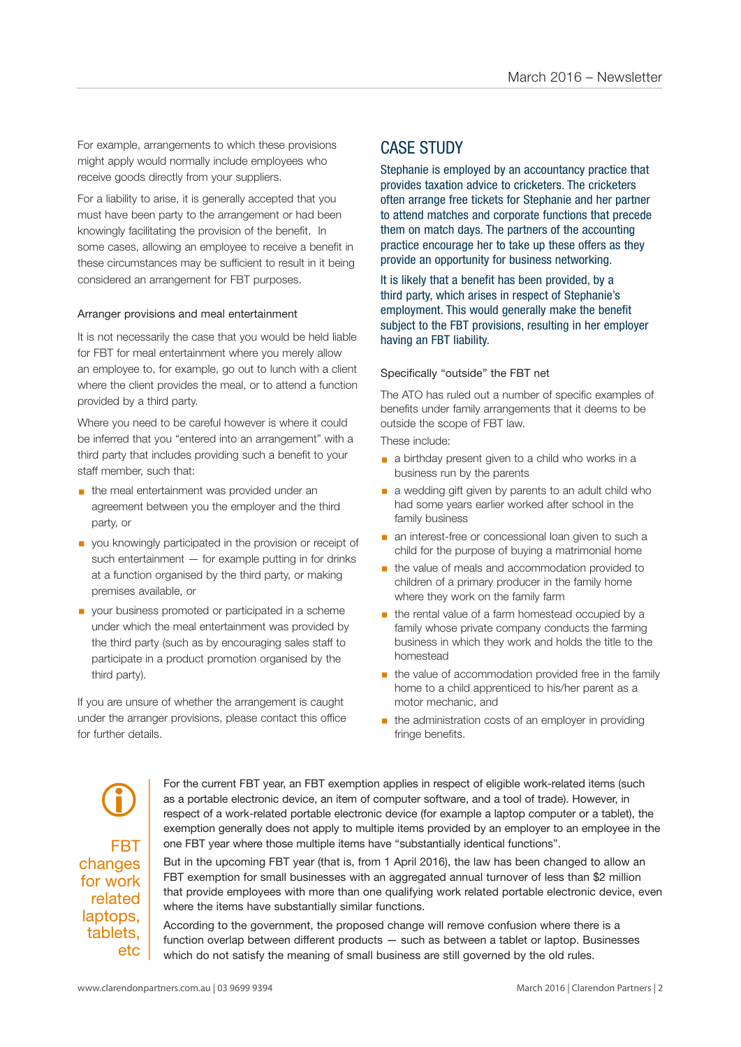For example, arrangements to which these provisions might apply would normally include employees who receive goods directly from your suppliers.

For a liability to arise, it is generally accepted that you must have been party to the arrangement or had been knowingly facilitating the provision of the benefit. In some cases, allowing an employee to receive a benefit in these circumstances may be sufficient to result in it being considered an arrangement for FBT purposes.

### Arranger provisions and meal entertainment

It is not necessarily the case that you would be held liable for FBT for meal entertainment where you merely allow an employee to, for example, go out to lunch with a client where the client provides the meal, or to attend a function provided by a third party.

Where you need to be careful however is where it could be inferred that you "entered into an arrangement" with a third party that includes providing such a benefit to your staff member, such that:

- the meal entertainment was provided under an agreement between you the employer and the third party, or
- you knowingly participated in the provision or receipt of such entertainment — for example putting in for drinks at a function organised by the third party, or making premises available, or
- your business promoted or participated in a scheme under which the meal entertainment was provided by the third party (such as by encouraging sales staff to participate in a product promotion organised by the third party).

If you are unsure of whether the arrangement is caught under the arranger provisions, please contact this office for further details.

## CASE STUDY

Stephanie is employed by an accountancy practice that provides taxation advice to cricketers. The cricketers often arrange free tickets for Stephanie and her partner to attend matches and corporate functions that precede them on match days. The partners of the accounting practice encourage her to take up these offers as they provide an opportunity for business networking.

It is likely that a benefit has been provided, by a third party, which arises in respect of Stephanie's employment. This would generally make the benefit subject to the FBT provisions, resulting in her employer having an FBT liability.

### Specifically "outside" the FBT net

The ATO has ruled out a number of specific examples of benefits under family arrangements that it deems to be outside the scope of FBT law.

These include:

- a birthday present given to a child who works in a business run by the parents
- a wedding gift given by parents to an adult child who had some years earlier worked after school in the family business
- an interest-free or concessional loan given to such a child for the purpose of buying a matrimonial home
- the value of meals and accommodation provided to children of a primary producer in the family home where they work on the family farm
- the rental value of a farm homestead occupied by a family whose private company conducts the farming business in which they work and holds the title to the homestead
- the value of accommodation provided free in the family home to a child apprenticed to his/her parent as a motor mechanic, and
- the administration costs of an employer in providing fringe benefits.

## FBT changes for work related laptops, tablets, etc

For the current FBT year, an FBT exemption applies in respect of eligible work-related items (such as a portable electronic device, an item of computer software, and a tool of trade). However, in respect of a work-related portable electronic device (for example a laptop computer or a tablet), the exemption generally does not apply to multiple items provided by an employer to an employee in the one FBT year where those multiple items have "substantially identical functions".

But in the upcoming FBT year (that is, from 1 April 2016), the law has been changed to allow an FBT exemption for small businesses with an aggregated annual turnover of less than $2 million that provide employees with more than one qualifying work related portable electronic device, even where the items have substantially similar functions.

According to the government, the proposed change will remove confusion where there is a function overlap between different products — such as between a tablet or laptop. Businesses which do not satisfy the meaning of small business are still governed by the old rules.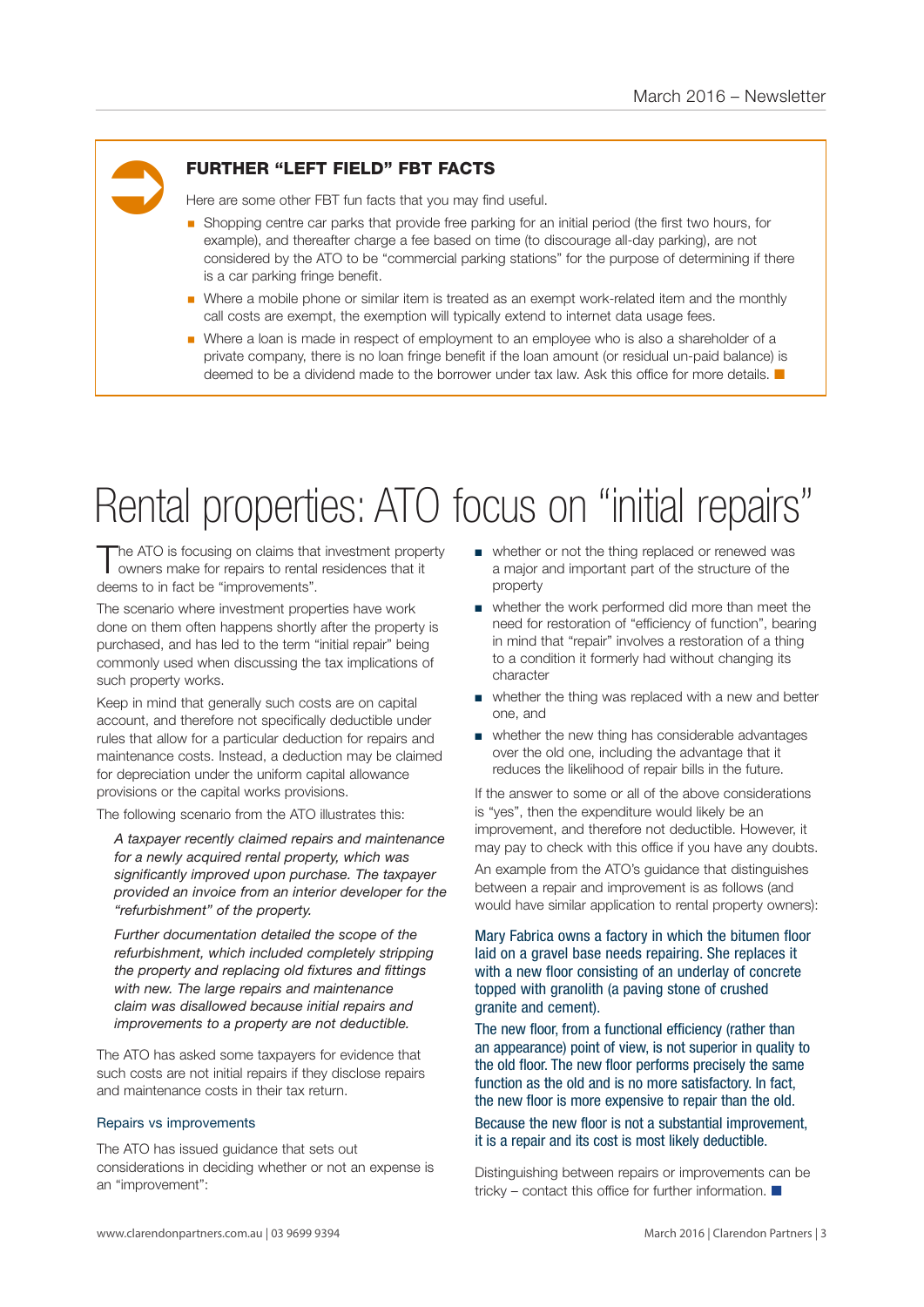## FURTHER "LEFT FIELD" FBT FACTS

Here are some other FBT fun facts that you may find useful.

- Shopping centre car parks that provide free parking for an initial period (the first two hours, for example), and thereafter charge a fee based on time (to discourage all-day parking), are not considered by the ATO to be "commercial parking stations" for the purpose of determining if there is a car parking fringe benefit.
- Where a mobile phone or similar item is treated as an exempt work-related item and the monthly call costs are exempt, the exemption will typically extend to internet data usage fees.
- Where a loan is made in respect of employment to an employee who is also a shareholder of a private company, there is no loan fringe benefit if the loan amount (or residual un-paid balance) is deemed to be a dividend made to the borrower under tax law. Ask this office for more details.

# Rental properties: ATO focus on "initial repairs"

The ATO is focusing on claims that investment property owners make for repairs to rental residences that it deems to in fact be "improvements".

The scenario where investment properties have work done on them often happens shortly after the property is purchased, and has led to the term "initial repair" being commonly used when discussing the tax implications of such property works.

Keep in mind that generally such costs are on capital account, and therefore not specifically deductible under rules that allow for a particular deduction for repairs and maintenance costs. Instead, a deduction may be claimed for depreciation under the uniform capital allowance provisions or the capital works provisions.

The following scenario from the ATO illustrates this:

> *A taxpayer recently claimed repairs and maintenance for a newly acquired rental property, which was significantly improved upon purchase. The taxpayer provided an invoice from an interior developer for the "refurbishment" of the property.*
>
> *Further documentation detailed the scope of the refurbishment, which included completely stripping the property and replacing old fixtures and fittings with new. The large repairs and maintenance claim was disallowed because initial repairs and improvements to a property are not deductible.*

The ATO has asked some taxpayers for evidence that such costs are not initial repairs if they disclose repairs and maintenance costs in their tax return.

### Repairs vs improvements

The ATO has issued guidance that sets out considerations in deciding whether or not an expense is an "improvement":

- whether or not the thing replaced or renewed was a major and important part of the structure of the property
- whether the work performed did more than meet the need for restoration of "efficiency of function", bearing in mind that "repair" involves a restoration of a thing to a condition it formerly had without changing its character
- whether the thing was replaced with a new and better one, and
- whether the new thing has considerable advantages over the old one, including the advantage that it reduces the likelihood of repair bills in the future.

If the answer to some or all of the above considerations is "yes", then the expenditure would likely be an improvement, and therefore not deductible. However, it may pay to check with this office if you have any doubts.

An example from the ATO's guidance that distinguishes between a repair and improvement is as follows (and would have similar application to rental property owners):

Mary Fabrica owns a factory in which the bitumen floor laid on a gravel base needs repairing. She replaces it with a new floor consisting of an underlay of concrete topped with granolith (a paving stone of crushed granite and cement).

The new floor, from a functional efficiency (rather than an appearance) point of view, is not superior in quality to the old floor. The new floor performs precisely the same function as the old and is no more satisfactory. In fact, the new floor is more expensive to repair than the old.

Because the new floor is not a substantial improvement, it is a repair and its cost is most likely deductible.

Distinguishing between repairs or improvements can be tricky – contact this office for further information.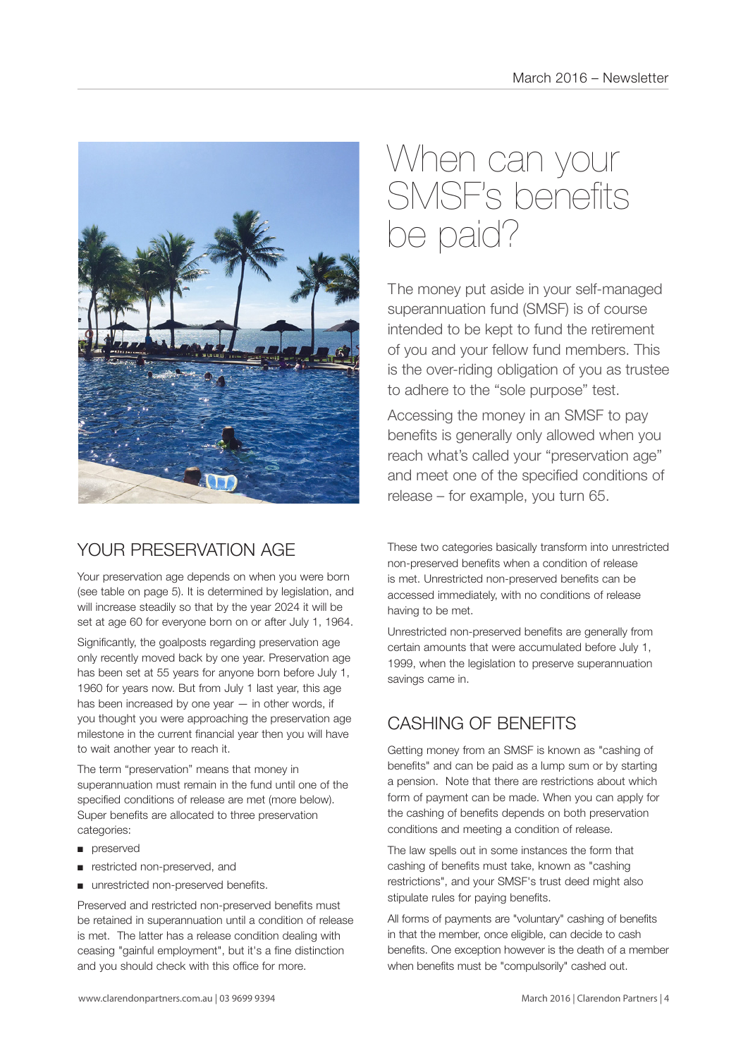# When can your SMSF's benefits be paid?

The money put aside in your self-managed superannuation fund (SMSF) is of course intended to be kept to fund the retirement of you and your fellow fund members. This is the over-riding obligation of you as trustee to adhere to the "sole purpose" test.

Accessing the money in an SMSF to pay benefits is generally only allowed when you reach what's called your "preservation age" and meet one of the specified conditions of release – for example, you turn 65.

## YOUR PRESERVATION AGE

Your preservation age depends on when you were born (see table on page 5). It is determined by legislation, and will increase steadily so that by the year 2024 it will be set at age 60 for everyone born on or after July 1, 1964.

Significantly, the goalposts regarding preservation age only recently moved back by one year. Preservation age has been set at 55 years for anyone born before July 1, 1960 for years now. But from July 1 last year, this age has been increased by one year — in other words, if you thought you were approaching the preservation age milestone in the current financial year then you will have to wait another year to reach it.

The term "preservation" means that money in superannuation must remain in the fund until one of the specified conditions of release are met (more below). Super benefits are allocated to three preservation categories:

- preserved
- restricted non-preserved, and
- unrestricted non-preserved benefits.

Preserved and restricted non-preserved benefits must be retained in superannuation until a condition of release is met. The latter has a release condition dealing with ceasing "gainful employment", but it's a fine distinction and you should check with this office for more.

These two categories basically transform into unrestricted non-preserved benefits when a condition of release is met. Unrestricted non-preserved benefits can be accessed immediately, with no conditions of release having to be met.

Unrestricted non-preserved benefits are generally from certain amounts that were accumulated before July 1, 1999, when the legislation to preserve superannuation savings came in.

## CASHING OF BENEFITS

Getting money from an SMSF is known as "cashing of benefits" and can be paid as a lump sum or by starting a pension. Note that there are restrictions about which form of payment can be made. When you can apply for the cashing of benefits depends on both preservation conditions and meeting a condition of release.

The law spells out in some instances the form that cashing of benefits must take, known as "cashing restrictions", and your SMSF's trust deed might also stipulate rules for paying benefits.

All forms of payments are "voluntary" cashing of benefits in that the member, once eligible, can decide to cash benefits. One exception however is the death of a member when benefits must be "compulsorily" cashed out.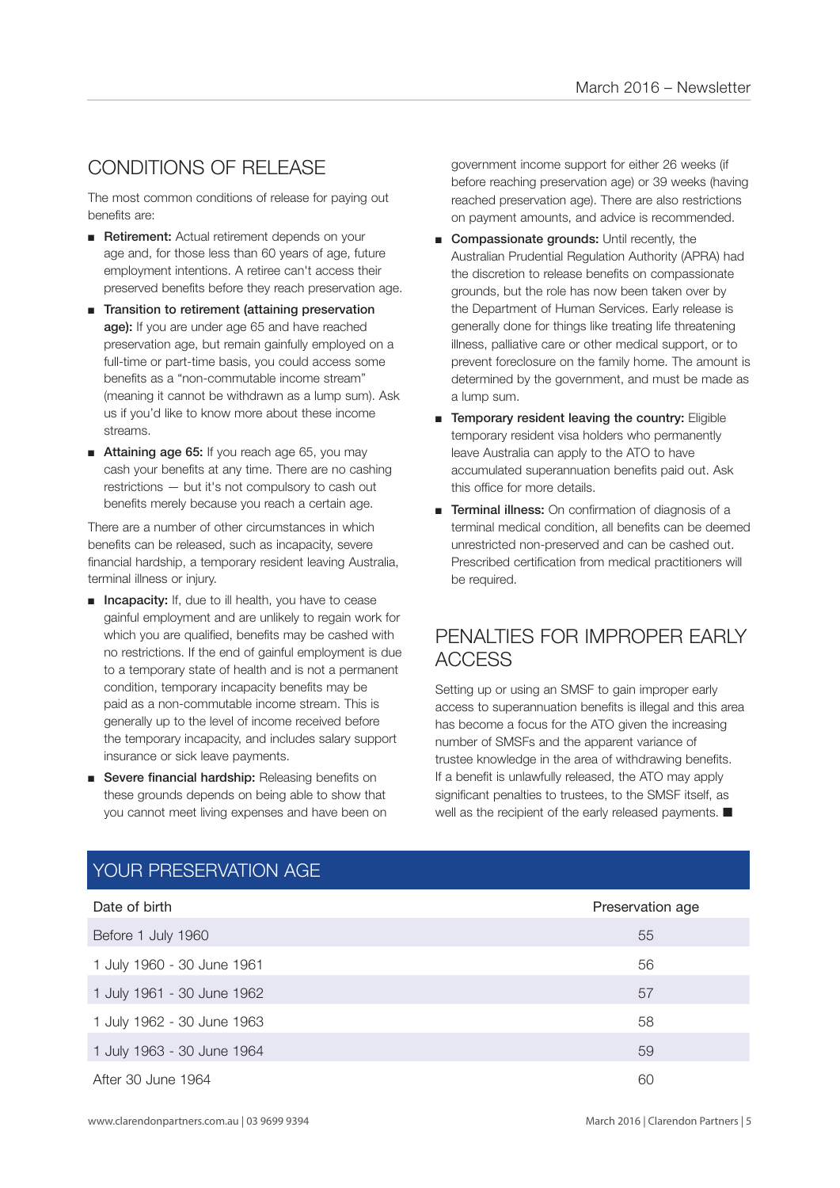## CONDITIONS OF RELEASE

The most common conditions of release for paying out benefits are:

- **Retirement:** Actual retirement depends on your age and, for those less than 60 years of age, future employment intentions. A retiree can't access their preserved benefits before they reach preservation age.
- **Transition to retirement (attaining preservation age):** If you are under age 65 and have reached preservation age, but remain gainfully employed on a full-time or part-time basis, you could access some benefits as a "non-commutable income stream" (meaning it cannot be withdrawn as a lump sum). Ask us if you'd like to know more about these income streams.
- **Attaining age 65:** If you reach age 65, you may cash your benefits at any time. There are no cashing restrictions — but it's not compulsory to cash out benefits merely because you reach a certain age.

There are a number of other circumstances in which benefits can be released, such as incapacity, severe financial hardship, a temporary resident leaving Australia, terminal illness or injury.

- **Incapacity:** If, due to ill health, you have to cease gainful employment and are unlikely to regain work for which you are qualified, benefits may be cashed with no restrictions. If the end of gainful employment is due to a temporary state of health and is not a permanent condition, temporary incapacity benefits may be paid as a non-commutable income stream. This is generally up to the level of income received before the temporary incapacity, and includes salary support insurance or sick leave payments.
- **Severe financial hardship:** Releasing benefits on these grounds depends on being able to show that you cannot meet living expenses and have been on government income support for either 26 weeks (if before reaching preservation age) or 39 weeks (having reached preservation age). There are also restrictions on payment amounts, and advice is recommended.
- **Compassionate grounds:** Until recently, the Australian Prudential Regulation Authority (APRA) had the discretion to release benefits on compassionate grounds, but the role has now been taken over by the Department of Human Services. Early release is generally done for things like treating life threatening illness, palliative care or other medical support, or to prevent foreclosure on the family home. The amount is determined by the government, and must be made as a lump sum.
- **Temporary resident leaving the country:** Eligible temporary resident visa holders who permanently leave Australia can apply to the ATO to have accumulated superannuation benefits paid out. Ask this office for more details.
- **Terminal illness:** On confirmation of diagnosis of a terminal medical condition, all benefits can be deemed unrestricted non-preserved and can be cashed out. Prescribed certification from medical practitioners will be required.

## PENALTIES FOR IMPROPER EARLY ACCESS

Setting up or using an SMSF to gain improper early access to superannuation benefits is illegal and this area has become a focus for the ATO given the increasing number of SMSFs and the apparent variance of trustee knowledge in the area of withdrawing benefits. If a benefit is unlawfully released, the ATO may apply significant penalties to trustees, to the SMSF itself, as well as the recipient of the early released payments. ■

## YOUR PRESERVATION AGE

| Date of birth | Preservation age |
|---|---|
| Before 1 July 1960 | 55 |
| 1 July 1960 - 30 June 1961 | 56 |
| 1 July 1961 - 30 June 1962 | 57 |
| 1 July 1962 - 30 June 1963 | 58 |
| 1 July 1963 - 30 June 1964 | 59 |
| After 30 June 1964 | 60 |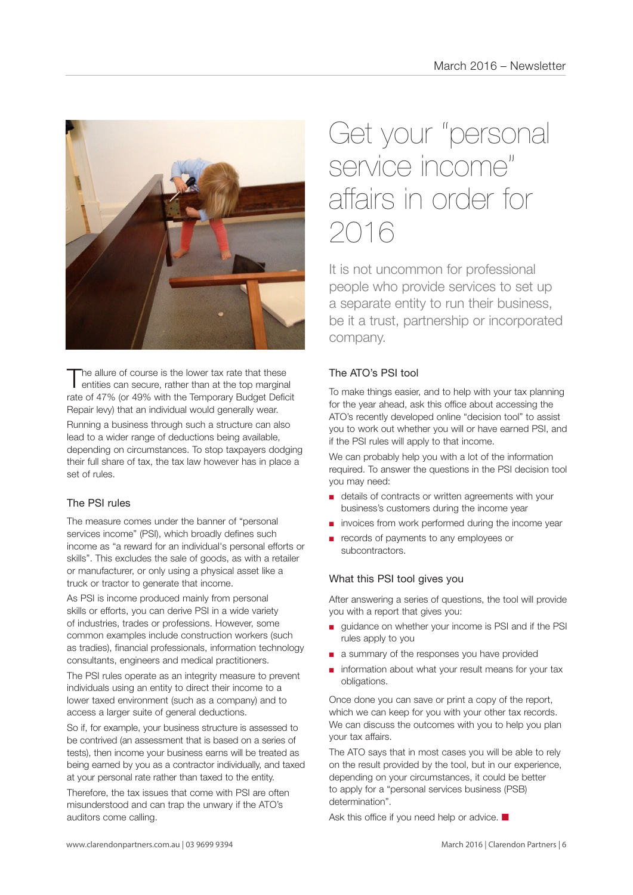# Get your "personal service income" affairs in order for 2016

It is not uncommon for professional people who provide services to set up a separate entity to run their business, be it a trust, partnership or incorporated company.

The allure of course is the lower tax rate that these entities can secure, rather than at the top marginal rate of 47% (or 49% with the Temporary Budget Deficit Repair levy) that an individual would generally wear.

Running a business through such a structure can also lead to a wider range of deductions being available, depending on circumstances. To stop taxpayers dodging their full share of tax, the tax law however has in place a set of rules.

### The PSI rules

The measure comes under the banner of "personal services income" (PSI), which broadly defines such income as "a reward for an individual's personal efforts or skills". This excludes the sale of goods, as with a retailer or manufacturer, or only using a physical asset like a truck or tractor to generate that income.

As PSI is income produced mainly from personal skills or efforts, you can derive PSI in a wide variety of industries, trades or professions. However, some common examples include construction workers (such as tradies), financial professionals, information technology consultants, engineers and medical practitioners.

The PSI rules operate as an integrity measure to prevent individuals using an entity to direct their income to a lower taxed environment (such as a company) and to access a larger suite of general deductions.

So if, for example, your business structure is assessed to be contrived (an assessment that is based on a series of tests), then income your business earns will be treated as being earned by you as a contractor individually, and taxed at your personal rate rather than taxed to the entity.

Therefore, the tax issues that come with PSI are often misunderstood and can trap the unwary if the ATO's auditors come calling.

### The ATO's PSI tool

To make things easier, and to help with your tax planning for the year ahead, ask this office about accessing the ATO's recently developed online "decision tool" to assist you to work out whether you will or have earned PSI, and if the PSI rules will apply to that income.

We can probably help you with a lot of the information required. To answer the questions in the PSI decision tool you may need:

- details of contracts or written agreements with your business's customers during the income year
- invoices from work performed during the income year
- records of payments to any employees or subcontractors.

### What this PSI tool gives you

After answering a series of questions, the tool will provide you with a report that gives you:

- guidance on whether your income is PSI and if the PSI rules apply to you
- a summary of the responses you have provided
- information about what your result means for your tax obligations.

Once done you can save or print a copy of the report, which we can keep for you with your other tax records. We can discuss the outcomes with you to help you plan your tax affairs.

The ATO says that in most cases you will be able to rely on the result provided by the tool, but in our experience, depending on your circumstances, it could be better to apply for a "personal services business (PSB) determination".

Ask this office if you need help or advice. ■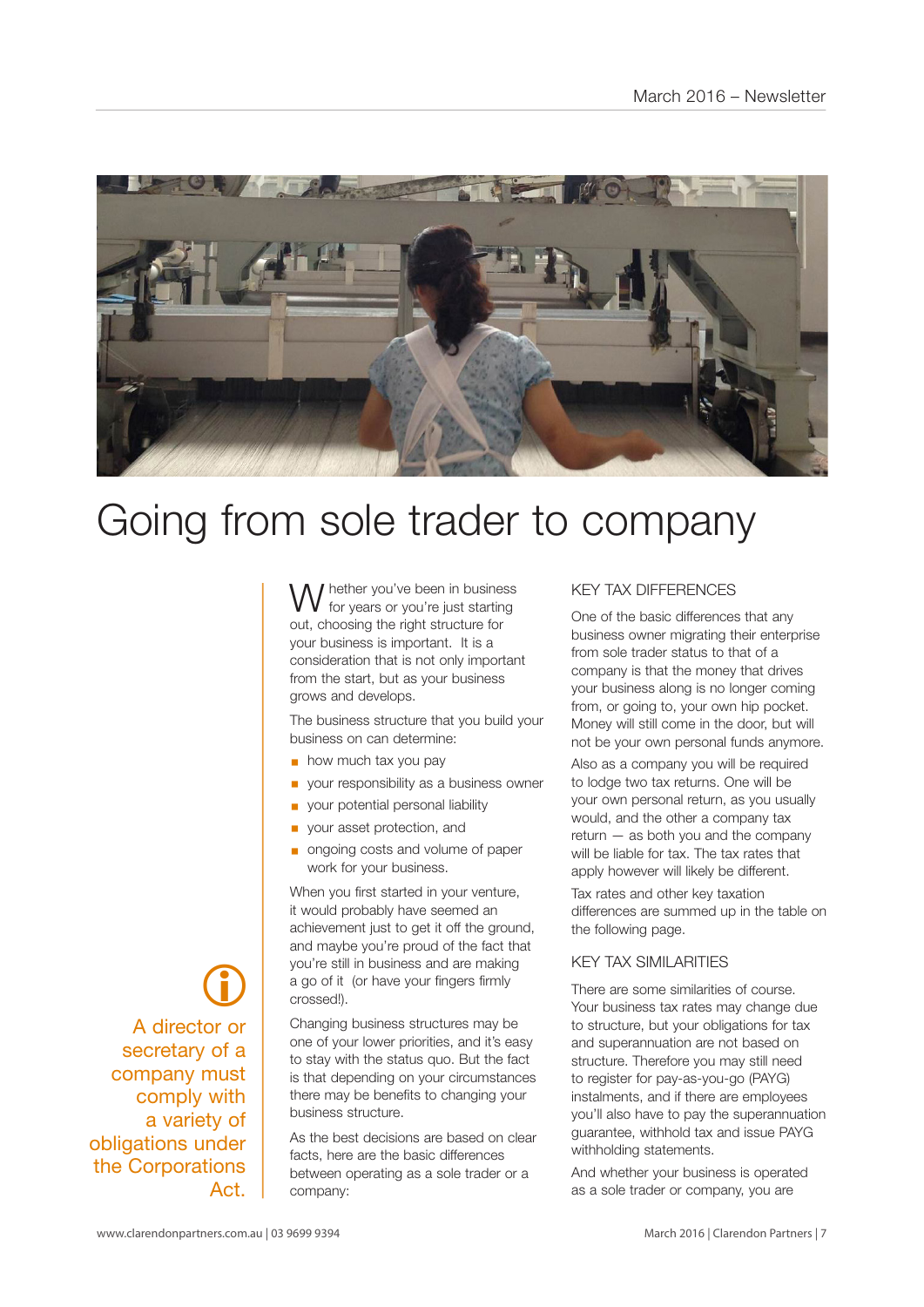# Going from sole trader to company

> A director or secretary of a company must comply with a variety of obligations under the Corporations Act.

Whether you've been in business for years or you're just starting out, choosing the right structure for your business is important. It is a consideration that is not only important from the start, but as your business grows and develops.

The business structure that you build your business on can determine:

- how much tax you pay
- your responsibility as a business owner
- your potential personal liability
- your asset protection, and
- ongoing costs and volume of paper work for your business.

When you first started in your venture, it would probably have seemed an achievement just to get it off the ground, and maybe you're proud of the fact that you're still in business and are making a go of it (or have your fingers firmly crossed!).

Changing business structures may be one of your lower priorities, and it's easy to stay with the status quo. But the fact is that depending on your circumstances there may be benefits to changing your business structure.

As the best decisions are based on clear facts, here are the basic differences between operating as a sole trader or a company:

## KEY TAX DIFFERENCES

One of the basic differences that any business owner migrating their enterprise from sole trader status to that of a company is that the money that drives your business along is no longer coming from, or going to, your own hip pocket. Money will still come in the door, but will not be your own personal funds anymore.

Also as a company you will be required to lodge two tax returns. One will be your own personal return, as you usually would, and the other a company tax return — as both you and the company will be liable for tax. The tax rates that apply however will likely be different.

Tax rates and other key taxation differences are summed up in the table on the following page.

## KEY TAX SIMILARITIES

There are some similarities of course. Your business tax rates may change due to structure, but your obligations for tax and superannuation are not based on structure. Therefore you may still need to register for pay-as-you-go (PAYG) instalments, and if there are employees you'll also have to pay the superannuation guarantee, withhold tax and issue PAYG withholding statements.

And whether your business is operated as a sole trader or company, you are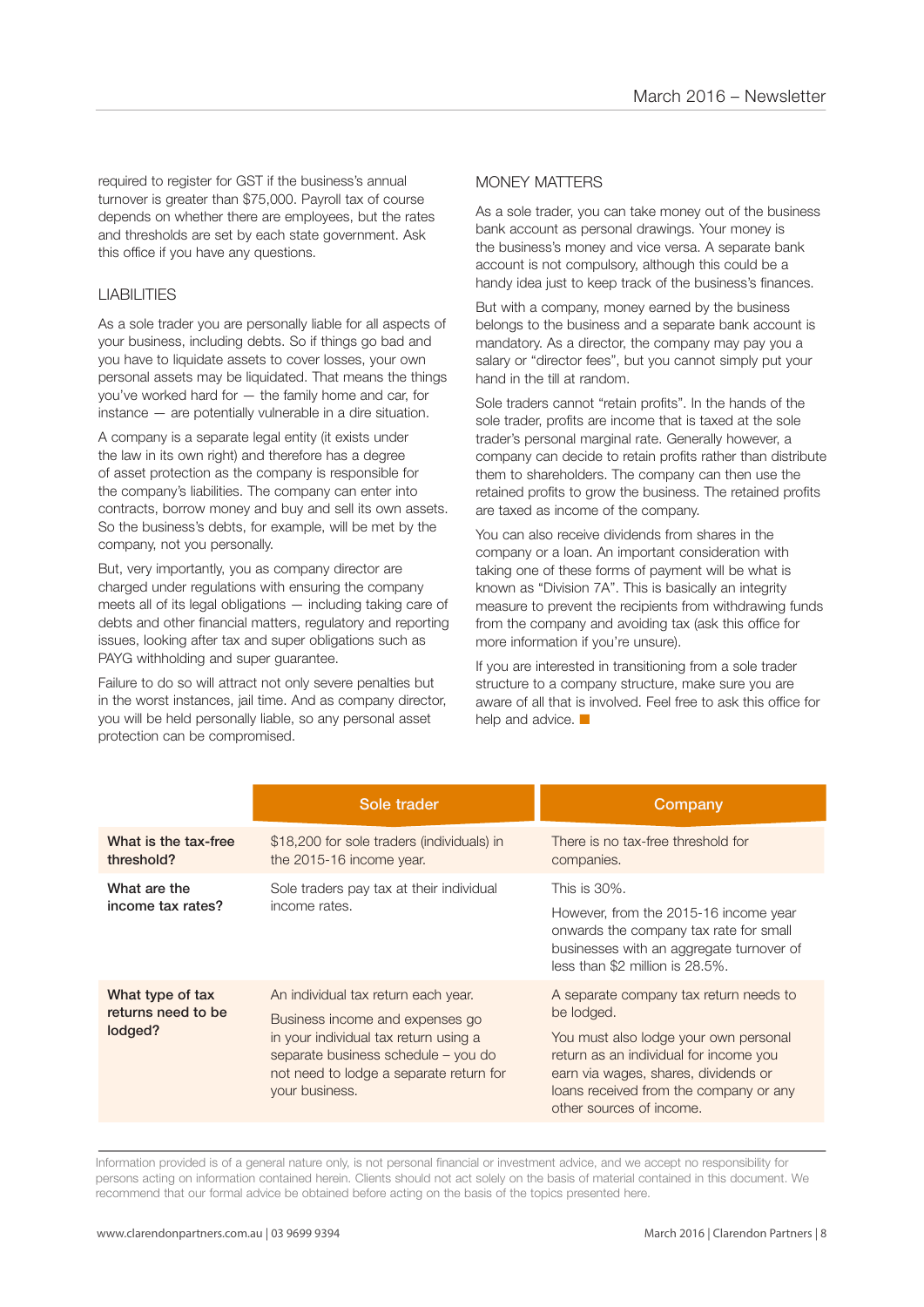required to register for GST if the business's annual turnover is greater than $75,000. Payroll tax of course depends on whether there are employees, but the rates and thresholds are set by each state government. Ask this office if you have any questions.

## LIABILITIES

As a sole trader you are personally liable for all aspects of your business, including debts. So if things go bad and you have to liquidate assets to cover losses, your own personal assets may be liquidated. That means the things you've worked hard for — the family home and car, for instance — are potentially vulnerable in a dire situation.

A company is a separate legal entity (it exists under the law in its own right) and therefore has a degree of asset protection as the company is responsible for the company's liabilities. The company can enter into contracts, borrow money and buy and sell its own assets. So the business's debts, for example, will be met by the company, not you personally.

But, very importantly, you as company director are charged under regulations with ensuring the company meets all of its legal obligations — including taking care of debts and other financial matters, regulatory and reporting issues, looking after tax and super obligations such as PAYG withholding and super guarantee.

Failure to do so will attract not only severe penalties but in the worst instances, jail time. And as company director, you will be held personally liable, so any personal asset protection can be compromised.

## MONEY MATTERS

As a sole trader, you can take money out of the business bank account as personal drawings. Your money is the business's money and vice versa. A separate bank account is not compulsory, although this could be a handy idea just to keep track of the business's finances.

But with a company, money earned by the business belongs to the business and a separate bank account is mandatory. As a director, the company may pay you a salary or "director fees", but you cannot simply put your hand in the till at random.

Sole traders cannot "retain profits". In the hands of the sole trader, profits are income that is taxed at the sole trader's personal marginal rate. Generally however, a company can decide to retain profits rather than distribute them to shareholders. The company can then use the retained profits to grow the business. The retained profits are taxed as income of the company.

You can also receive dividends from shares in the company or a loan. An important consideration with taking one of these forms of payment will be what is known as "Division 7A". This is basically an integrity measure to prevent the recipients from withdrawing funds from the company and avoiding tax (ask this office for more information if you're unsure).

If you are interested in transitioning from a sole trader structure to a company structure, make sure you are aware of all that is involved. Feel free to ask this office for help and advice.

| | Sole trader | Company |
|---|---|---|
| **What is the tax-free threshold?** | $18,200 for sole traders (individuals) in the 2015-16 income year. | There is no tax-free threshold for companies. |
| **What are the income tax rates?** | Sole traders pay tax at their individual income rates. | This is 30%.<br><br>However, from the 2015-16 income year onwards the company tax rate for small businesses with an aggregate turnover of less than $2 million is 28.5%. |
| **What type of tax returns need to be lodged?** | An individual tax return each year.<br><br>Business income and expenses go in your individual tax return using a separate business schedule – you do not need to lodge a separate return for your business. | A separate company tax return needs to be lodged.<br><br>You must also lodge your own personal return as an individual for income you earn via wages, shares, dividends or loans received from the company or any other sources of income. |

Information provided is of a general nature only, is not personal financial or investment advice, and we accept no responsibility for persons acting on information contained herein. Clients should not act solely on the basis of material contained in this document. We recommend that our formal advice be obtained before acting on the basis of the topics presented here.

www.clarendonpartners.com.au | 03 9699 9394